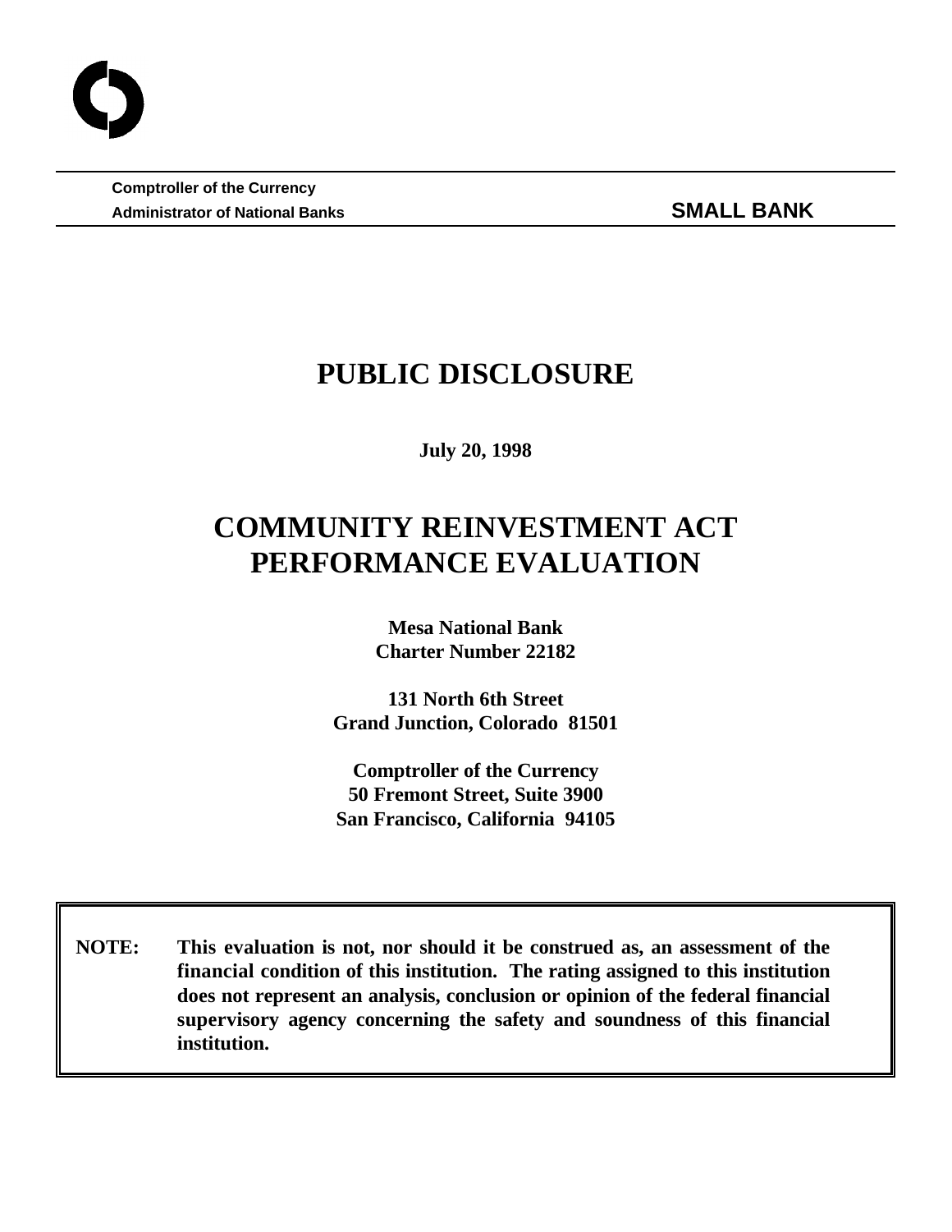**Comptroller of the Currency**
**Administrator of National Banks** **SMALL BANK**

# PUBLIC DISCLOSURE

**July 20, 1998**

# COMMUNITY REINVESTMENT ACT PERFORMANCE EVALUATION

**Mesa National Bank**
**Charter Number 22182**

**131 North 6th Street**
**Grand Junction, Colorado 81501**

**Comptroller of the Currency**
**50 Fremont Street, Suite 3900**
**San Francisco, California 94105**

**NOTE: This evaluation is not, nor should it be construed as, an assessment of the financial condition of this institution. The rating assigned to this institution does not represent an analysis, conclusion or opinion of the federal financial supervisory agency concerning the safety and soundness of this financial institution.**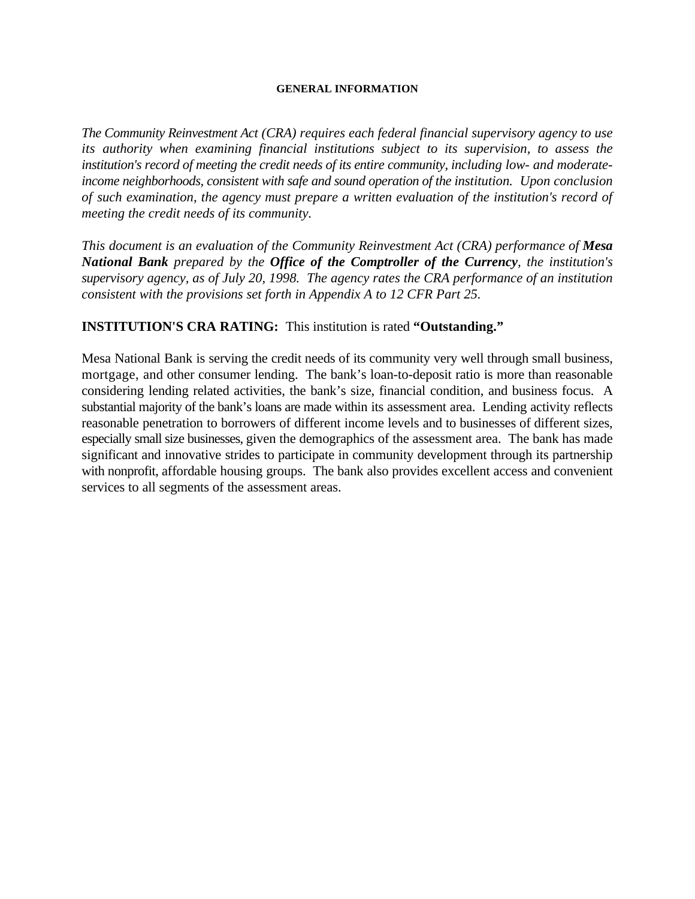## GENERAL INFORMATION

*The Community Reinvestment Act (CRA) requires each federal financial supervisory agency to use its authority when examining financial institutions subject to its supervision, to assess the institution's record of meeting the credit needs of its entire community, including low- and moderate-income neighborhoods, consistent with safe and sound operation of the institution. Upon conclusion of such examination, the agency must prepare a written evaluation of the institution's record of meeting the credit needs of its community.*

*This document is an evaluation of the Community Reinvestment Act (CRA) performance of **Mesa National Bank** prepared by the **Office of the Comptroller of the Currency**, the institution's supervisory agency, as of July 20, 1998. The agency rates the CRA performance of an institution consistent with the provisions set forth in Appendix A to 12 CFR Part 25.*

**INSTITUTION'S CRA RATING:** This institution is rated **"Outstanding."**

Mesa National Bank is serving the credit needs of its community very well through small business, mortgage, and other consumer lending. The bank's loan-to-deposit ratio is more than reasonable considering lending related activities, the bank's size, financial condition, and business focus. A substantial majority of the bank's loans are made within its assessment area. Lending activity reflects reasonable penetration to borrowers of different income levels and to businesses of different sizes, especially small size businesses, given the demographics of the assessment area. The bank has made significant and innovative strides to participate in community development through its partnership with nonprofit, affordable housing groups. The bank also provides excellent access and convenient services to all segments of the assessment areas.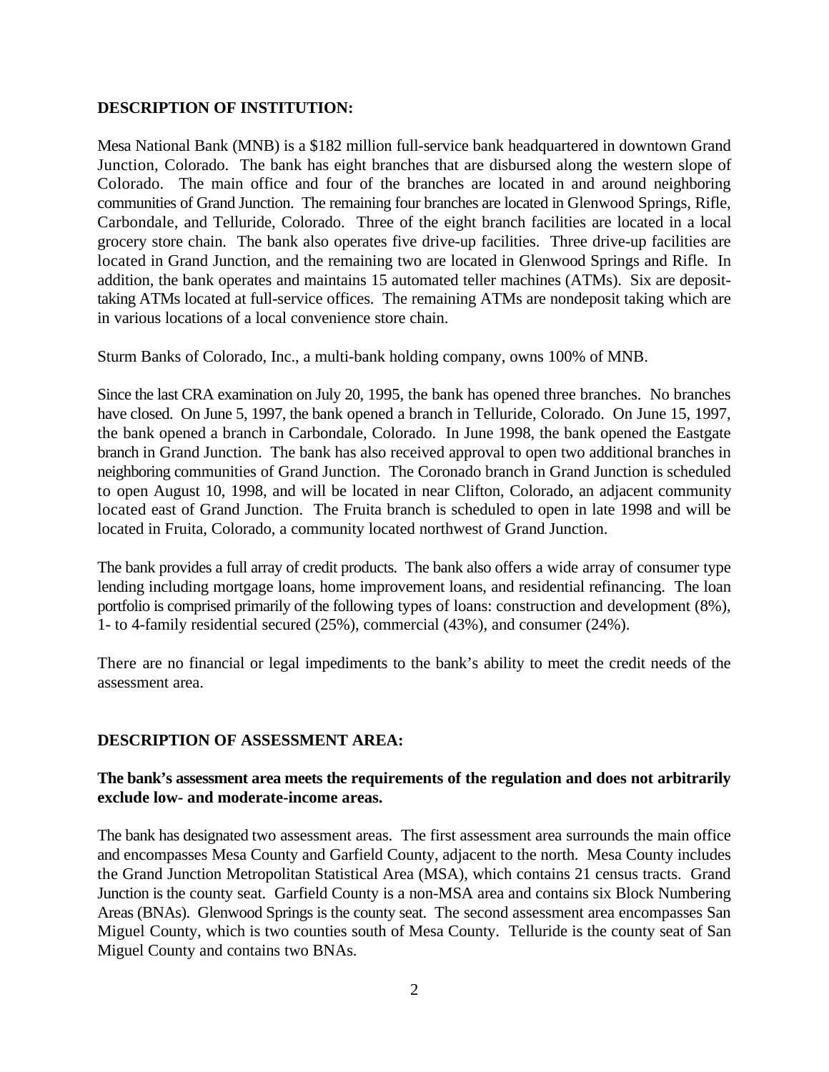## DESCRIPTION OF INSTITUTION:

Mesa National Bank (MNB) is a $182 million full-service bank headquartered in downtown Grand Junction, Colorado. The bank has eight branches that are disbursed along the western slope of Colorado. The main office and four of the branches are located in and around neighboring communities of Grand Junction. The remaining four branches are located in Glenwood Springs, Rifle, Carbondale, and Telluride, Colorado. Three of the eight branch facilities are located in a local grocery store chain. The bank also operates five drive-up facilities. Three drive-up facilities are located in Grand Junction, and the remaining two are located in Glenwood Springs and Rifle. In addition, the bank operates and maintains 15 automated teller machines (ATMs). Six are deposit-taking ATMs located at full-service offices. The remaining ATMs are nondeposit taking which are in various locations of a local convenience store chain.

Sturm Banks of Colorado, Inc., a multi-bank holding company, owns 100% of MNB.

Since the last CRA examination on July 20, 1995, the bank has opened three branches. No branches have closed. On June 5, 1997, the bank opened a branch in Telluride, Colorado. On June 15, 1997, the bank opened a branch in Carbondale, Colorado. In June 1998, the bank opened the Eastgate branch in Grand Junction. The bank has also received approval to open two additional branches in neighboring communities of Grand Junction. The Coronado branch in Grand Junction is scheduled to open August 10, 1998, and will be located in near Clifton, Colorado, an adjacent community located east of Grand Junction. The Fruita branch is scheduled to open in late 1998 and will be located in Fruita, Colorado, a community located northwest of Grand Junction.

The bank provides a full array of credit products. The bank also offers a wide array of consumer type lending including mortgage loans, home improvement loans, and residential refinancing. The loan portfolio is comprised primarily of the following types of loans: construction and development (8%), 1- to 4-family residential secured (25%), commercial (43%), and consumer (24%).

There are no financial or legal impediments to the bank's ability to meet the credit needs of the assessment area.

## DESCRIPTION OF ASSESSMENT AREA:

**The bank's assessment area meets the requirements of the regulation and does not arbitrarily exclude low- and moderate-income areas.**

The bank has designated two assessment areas. The first assessment area surrounds the main office and encompasses Mesa County and Garfield County, adjacent to the north. Mesa County includes the Grand Junction Metropolitan Statistical Area (MSA), which contains 21 census tracts. Grand Junction is the county seat. Garfield County is a non-MSA area and contains six Block Numbering Areas (BNAs). Glenwood Springs is the county seat. The second assessment area encompasses San Miguel County, which is two counties south of Mesa County. Telluride is the county seat of San Miguel County and contains two BNAs.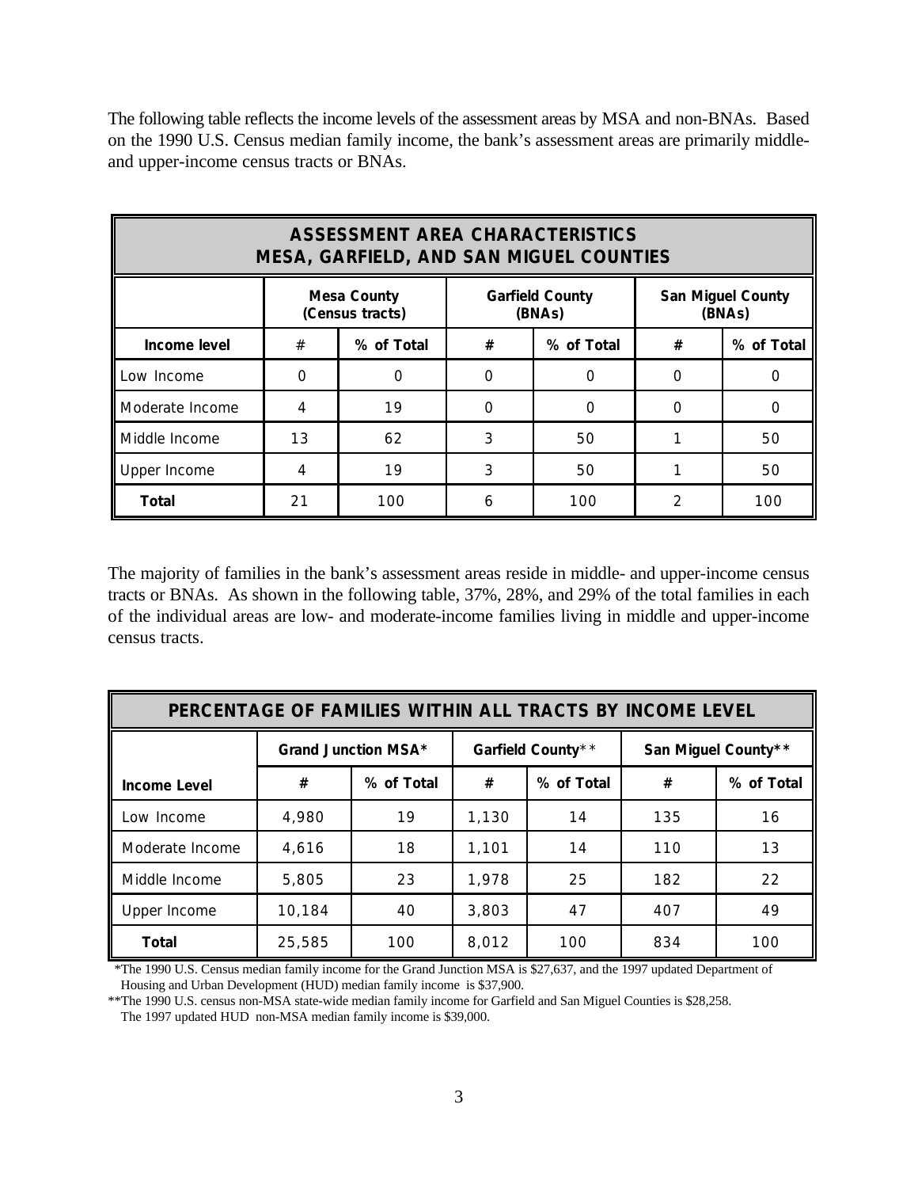The following table reflects the income levels of the assessment areas by MSA and non-BNAs. Based on the 1990 U.S. Census median family income, the bank's assessment areas are primarily middle- and upper-income census tracts or BNAs.

| ASSESSMENT AREA CHARACTERISTICS MESA, GARFIELD, AND SAN MIGUEL COUNTIES | | | | | | |
|---|---|---|---|---|---|---|
| | **Mesa County (Census tracts)** | | **Garfield County (BNAs)** | | **San Miguel County (BNAs)** | |
| **Income level** | **#** | **% of Total** | **#** | **% of Total** | **#** | **% of Total** |
| Low Income | 0 | 0 | 0 | 0 | 0 | 0 |
| Moderate Income | 4 | 19 | 0 | 0 | 0 | 0 |
| Middle Income | 13 | 62 | 3 | 50 | 1 | 50 |
| Upper Income | 4 | 19 | 3 | 50 | 1 | 50 |
| **Total** | 21 | 100 | 6 | 100 | 2 | 100 |

The majority of families in the bank's assessment areas reside in middle- and upper-income census tracts or BNAs. As shown in the following table, 37%, 28%, and 29% of the total families in each of the individual areas are low- and moderate-income families living in middle and upper-income census tracts.

| PERCENTAGE OF FAMILIES WITHIN ALL TRACTS BY INCOME LEVEL | | | | | | |
|---|---|---|---|---|---|---|
| | **Grand Junction MSA*** | | **Garfield County**** | | **San Miguel County**** | |
| **Income Level** | **#** | **% of Total** | **#** | **% of Total** | **#** | **% of Total** |
| Low Income | 4,980 | 19 | 1,130 | 14 | 135 | 16 |
| Moderate Income | 4,616 | 18 | 1,101 | 14 | 110 | 13 |
| Middle Income | 5,805 | 23 | 1,978 | 25 | 182 | 22 |
| Upper Income | 10,184 | 40 | 3,803 | 47 | 407 | 49 |
| **Total** | 25,585 | 100 | 8,012 | 100 | 834 | 100 |

*The 1990 U.S. Census median family income for the Grand Junction MSA is $27,637, and the 1997 updated Department of Housing and Urban Development (HUD) median family income is $37,900.

**The 1990 U.S. census non-MSA state-wide median family income for Garfield and San Miguel Counties is $28,258. The 1997 updated HUD non-MSA median family income is $39,000.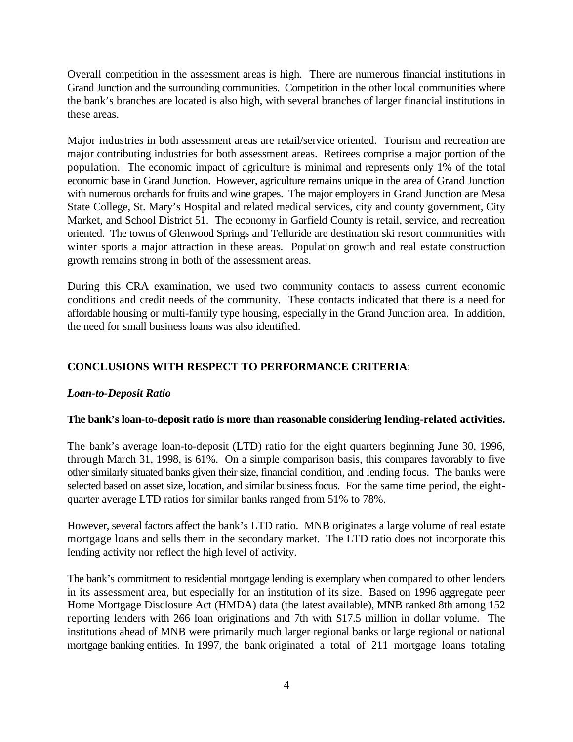Overall competition in the assessment areas is high. There are numerous financial institutions in Grand Junction and the surrounding communities. Competition in the other local communities where the bank's branches are located is also high, with several branches of larger financial institutions in these areas.

Major industries in both assessment areas are retail/service oriented. Tourism and recreation are major contributing industries for both assessment areas. Retirees comprise a major portion of the population. The economic impact of agriculture is minimal and represents only 1% of the total economic base in Grand Junction. However, agriculture remains unique in the area of Grand Junction with numerous orchards for fruits and wine grapes. The major employers in Grand Junction are Mesa State College, St. Mary's Hospital and related medical services, city and county government, City Market, and School District 51. The economy in Garfield County is retail, service, and recreation oriented. The towns of Glenwood Springs and Telluride are destination ski resort communities with winter sports a major attraction in these areas. Population growth and real estate construction growth remains strong in both of the assessment areas.

During this CRA examination, we used two community contacts to assess current economic conditions and credit needs of the community. These contacts indicated that there is a need for affordable housing or multi-family type housing, especially in the Grand Junction area. In addition, the need for small business loans was also identified.

## CONCLUSIONS WITH RESPECT TO PERFORMANCE CRITERIA:

### *Loan-to-Deposit Ratio*

**The bank's loan-to-deposit ratio is more than reasonable considering lending-related activities.**

The bank's average loan-to-deposit (LTD) ratio for the eight quarters beginning June 30, 1996, through March 31, 1998, is 61%. On a simple comparison basis, this compares favorably to five other similarly situated banks given their size, financial condition, and lending focus. The banks were selected based on asset size, location, and similar business focus. For the same time period, the eight-quarter average LTD ratios for similar banks ranged from 51% to 78%.

However, several factors affect the bank's LTD ratio. MNB originates a large volume of real estate mortgage loans and sells them in the secondary market. The LTD ratio does not incorporate this lending activity nor reflect the high level of activity.

The bank's commitment to residential mortgage lending is exemplary when compared to other lenders in its assessment area, but especially for an institution of its size. Based on 1996 aggregate peer Home Mortgage Disclosure Act (HMDA) data (the latest available), MNB ranked 8th among 152 reporting lenders with 266 loan originations and 7th with $17.5 million in dollar volume. The institutions ahead of MNB were primarily much larger regional banks or large regional or national mortgage banking entities. In 1997, the bank originated a total of 211 mortgage loans totaling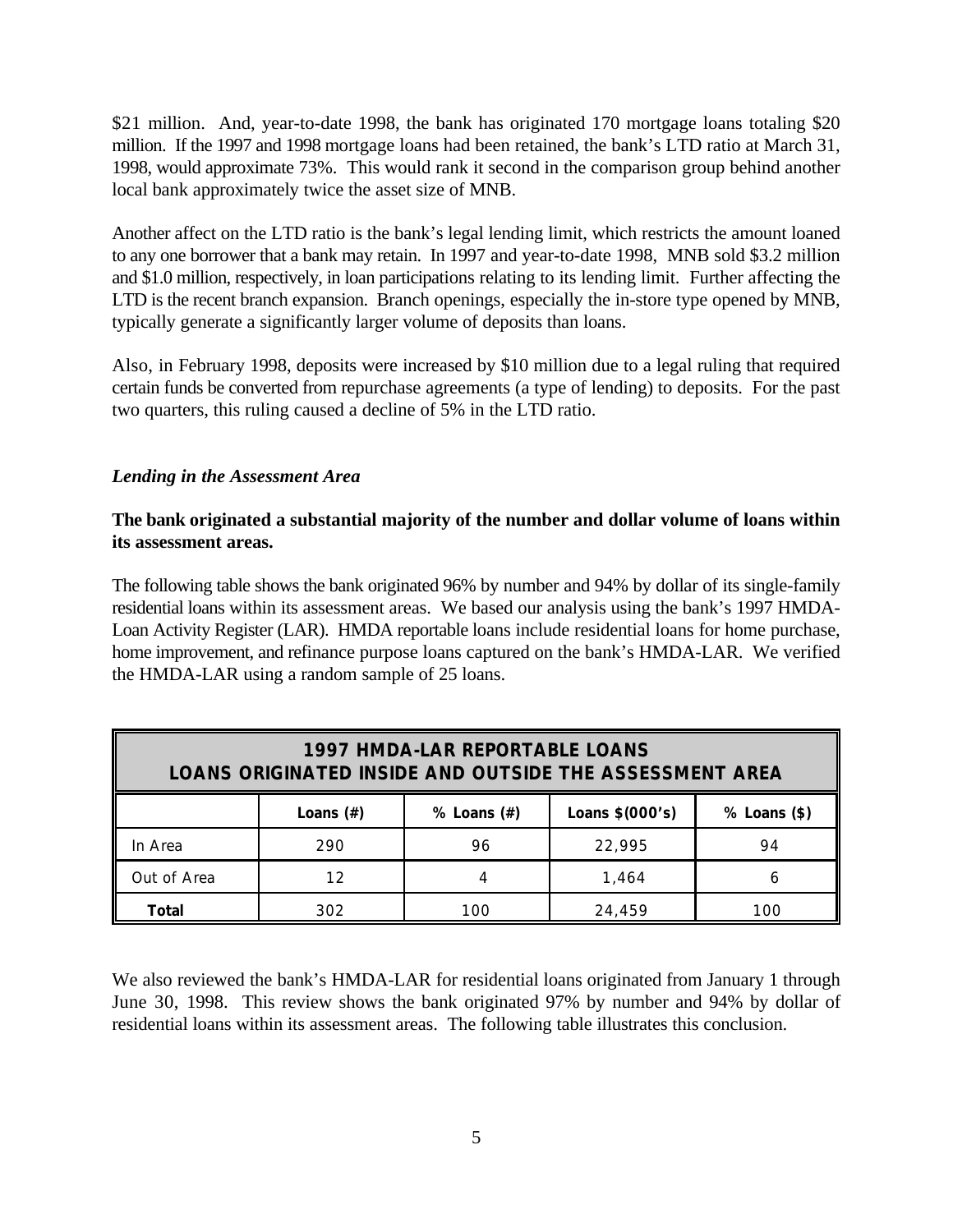$21 million. And, year-to-date 1998, the bank has originated 170 mortgage loans totaling $20 million. If the 1997 and 1998 mortgage loans had been retained, the bank's LTD ratio at March 31, 1998, would approximate 73%. This would rank it second in the comparison group behind another local bank approximately twice the asset size of MNB.

Another affect on the LTD ratio is the bank's legal lending limit, which restricts the amount loaned to any one borrower that a bank may retain. In 1997 and year-to-date 1998, MNB sold $3.2 million and $1.0 million, respectively, in loan participations relating to its lending limit. Further affecting the LTD is the recent branch expansion. Branch openings, especially the in-store type opened by MNB, typically generate a significantly larger volume of deposits than loans.

Also, in February 1998, deposits were increased by $10 million due to a legal ruling that required certain funds be converted from repurchase agreements (a type of lending) to deposits. For the past two quarters, this ruling caused a decline of 5% in the LTD ratio.

### *Lending in the Assessment Area*

**The bank originated a substantial majority of the number and dollar volume of loans within its assessment areas.**

The following table shows the bank originated 96% by number and 94% by dollar of its single-family residential loans within its assessment areas. We based our analysis using the bank's 1997 HMDA-Loan Activity Register (LAR). HMDA reportable loans include residential loans for home purchase, home improvement, and refinance purpose loans captured on the bank's HMDA-LAR. We verified the HMDA-LAR using a random sample of 25 loans.

| 1997 HMDA-LAR REPORTABLE LOANS LOANS ORIGINATED INSIDE AND OUTSIDE THE ASSESSMENT AREA | | | | |
|---|---|---|---|---|
| | Loans (#) | % Loans (#) | Loans $(000's) | % Loans ($) |
| In Area | 290 | 96 | 22,995 | 94 |
| Out of Area | 12 | 4 | 1,464 | 6 |
| **Total** | 302 | 100 | 24,459 | 100 |

We also reviewed the bank's HMDA-LAR for residential loans originated from January 1 through June 30, 1998. This review shows the bank originated 97% by number and 94% by dollar of residential loans within its assessment areas. The following table illustrates this conclusion.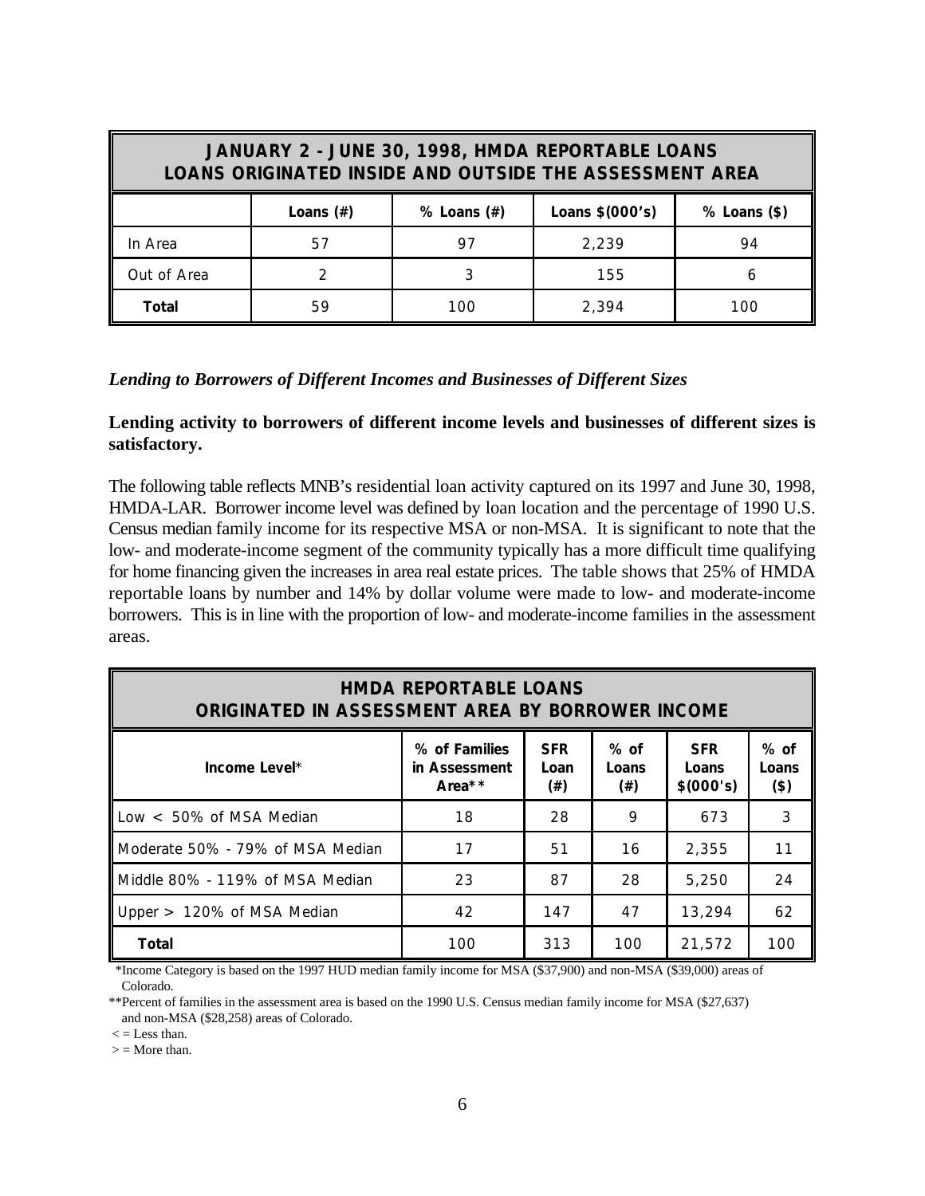| JANUARY 2 - JUNE 30, 1998, HMDA REPORTABLE LOANS LOANS ORIGINATED INSIDE AND OUTSIDE THE ASSESSMENT AREA | | | | |
|---|---|---|---|---|
| | **Loans (#)** | **% Loans (#)** | **Loans $(000's)** | **% Loans ($)** |
| In Area | 57 | 97 | 2,239 | 94 |
| Out of Area | 2 | 3 | 155 | 6 |
| **Total** | 59 | 100 | 2,394 | 100 |

*Lending to Borrowers of Different Incomes and Businesses of Different Sizes*

**Lending activity to borrowers of different income levels and businesses of different sizes is satisfactory.**

The following table reflects MNB's residential loan activity captured on its 1997 and June 30, 1998, HMDA-LAR. Borrower income level was defined by loan location and the percentage of 1990 U.S. Census median family income for its respective MSA or non-MSA. It is significant to note that the low- and moderate-income segment of the community typically has a more difficult time qualifying for home financing given the increases in area real estate prices. The table shows that 25% of HMDA reportable loans by number and 14% by dollar volume were made to low- and moderate-income borrowers. This is in line with the proportion of low- and moderate-income families in the assessment areas.

| HMDA REPORTABLE LOANS ORIGINATED IN ASSESSMENT AREA BY BORROWER INCOME | | | | | |
|---|---|---|---|---|---|
| **Income Level*** | **% of Families in Assessment Area**** | **SFR Loan (#)** | **% of Loans (#)** | **SFR Loans $(000's)** | **% of Loans ($)** |
| Low < 50% of MSA Median | 18 | 28 | 9 | 673 | 3 |
| Moderate 50% - 79% of MSA Median | 17 | 51 | 16 | 2,355 | 11 |
| Middle 80% - 119% of MSA Median | 23 | 87 | 28 | 5,250 | 24 |
| Upper > 120% of MSA Median | 42 | 147 | 47 | 13,294 | 62 |
| **Total** | 100 | 313 | 100 | 21,572 | 100 |

*Income Category is based on the 1997 HUD median family income for MSA ($37,900) and non-MSA ($39,000) areas of Colorado.

**Percent of families in the assessment area is based on the 1990 U.S. Census median family income for MSA ($27,637) and non-MSA ($28,258) areas of Colorado.

< = Less than.

> = More than.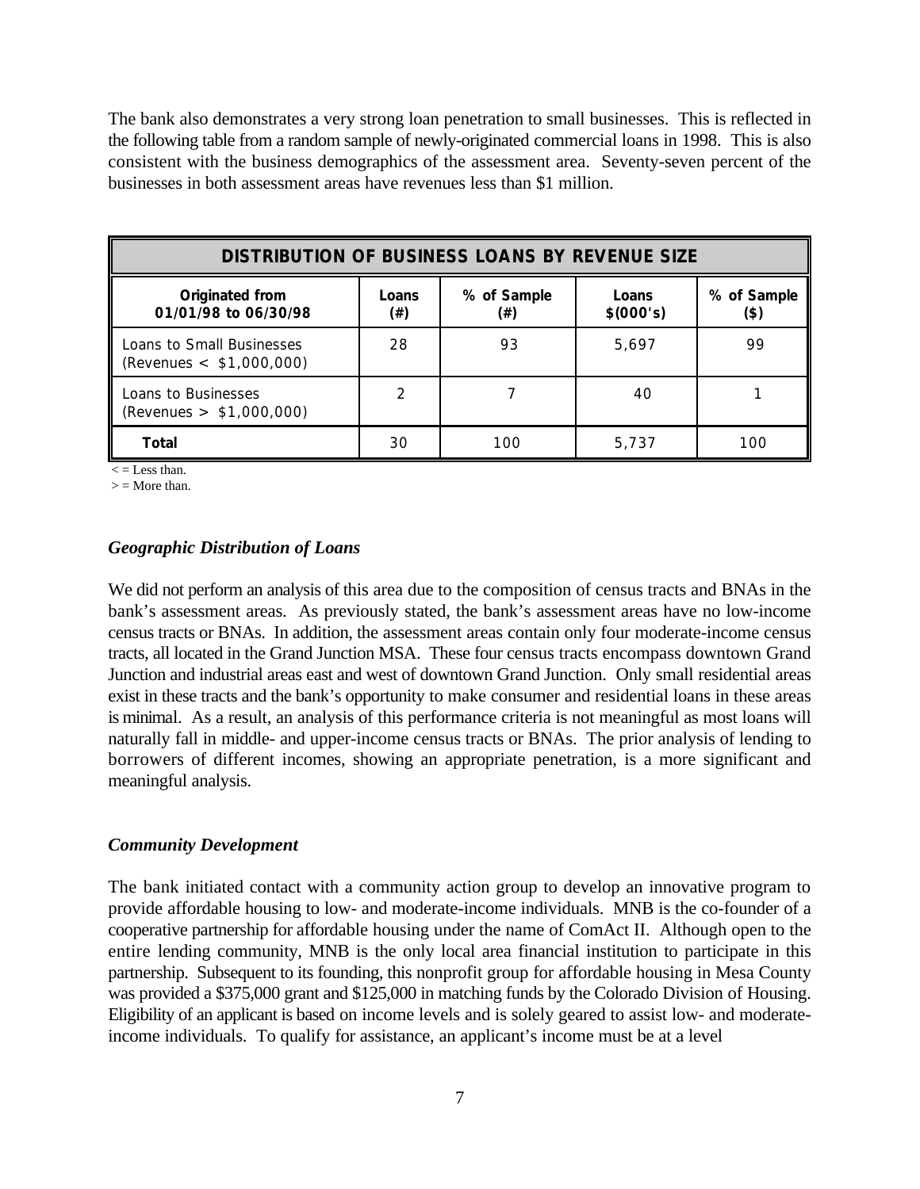The bank also demonstrates a very strong loan penetration to small businesses. This is reflected in the following table from a random sample of newly-originated commercial loans in 1998. This is also consistent with the business demographics of the assessment area. Seventy-seven percent of the businesses in both assessment areas have revenues less than $1 million.

| DISTRIBUTION OF BUSINESS LOANS BY REVENUE SIZE | | | | |
|---|---|---|---|---|
| **Originated from 01/01/98 to 06/30/98** | **Loans (#)** | **% of Sample (#)** | **Loans $(000's)** | **% of Sample ($)** |
| Loans to Small Businesses (Revenues < $1,000,000) | 28 | 93 | 5,697 | 99 |
| Loans to Businesses (Revenues > $1,000,000) | 2 | 7 | 40 | 1 |
| **Total** | 30 | 100 | 5,737 | 100 |

< = Less than.
> = More than.

### *Geographic Distribution of Loans*

We did not perform an analysis of this area due to the composition of census tracts and BNAs in the bank's assessment areas. As previously stated, the bank's assessment areas have no low-income census tracts or BNAs. In addition, the assessment areas contain only four moderate-income census tracts, all located in the Grand Junction MSA. These four census tracts encompass downtown Grand Junction and industrial areas east and west of downtown Grand Junction. Only small residential areas exist in these tracts and the bank's opportunity to make consumer and residential loans in these areas is minimal. As a result, an analysis of this performance criteria is not meaningful as most loans will naturally fall in middle- and upper-income census tracts or BNAs. The prior analysis of lending to borrowers of different incomes, showing an appropriate penetration, is a more significant and meaningful analysis.

### *Community Development*

The bank initiated contact with a community action group to develop an innovative program to provide affordable housing to low- and moderate-income individuals. MNB is the co-founder of a cooperative partnership for affordable housing under the name of ComAct II. Although open to the entire lending community, MNB is the only local area financial institution to participate in this partnership. Subsequent to its founding, this nonprofit group for affordable housing in Mesa County was provided a $375,000 grant and $125,000 in matching funds by the Colorado Division of Housing. Eligibility of an applicant is based on income levels and is solely geared to assist low- and moderate-income individuals. To qualify for assistance, an applicant's income must be at a level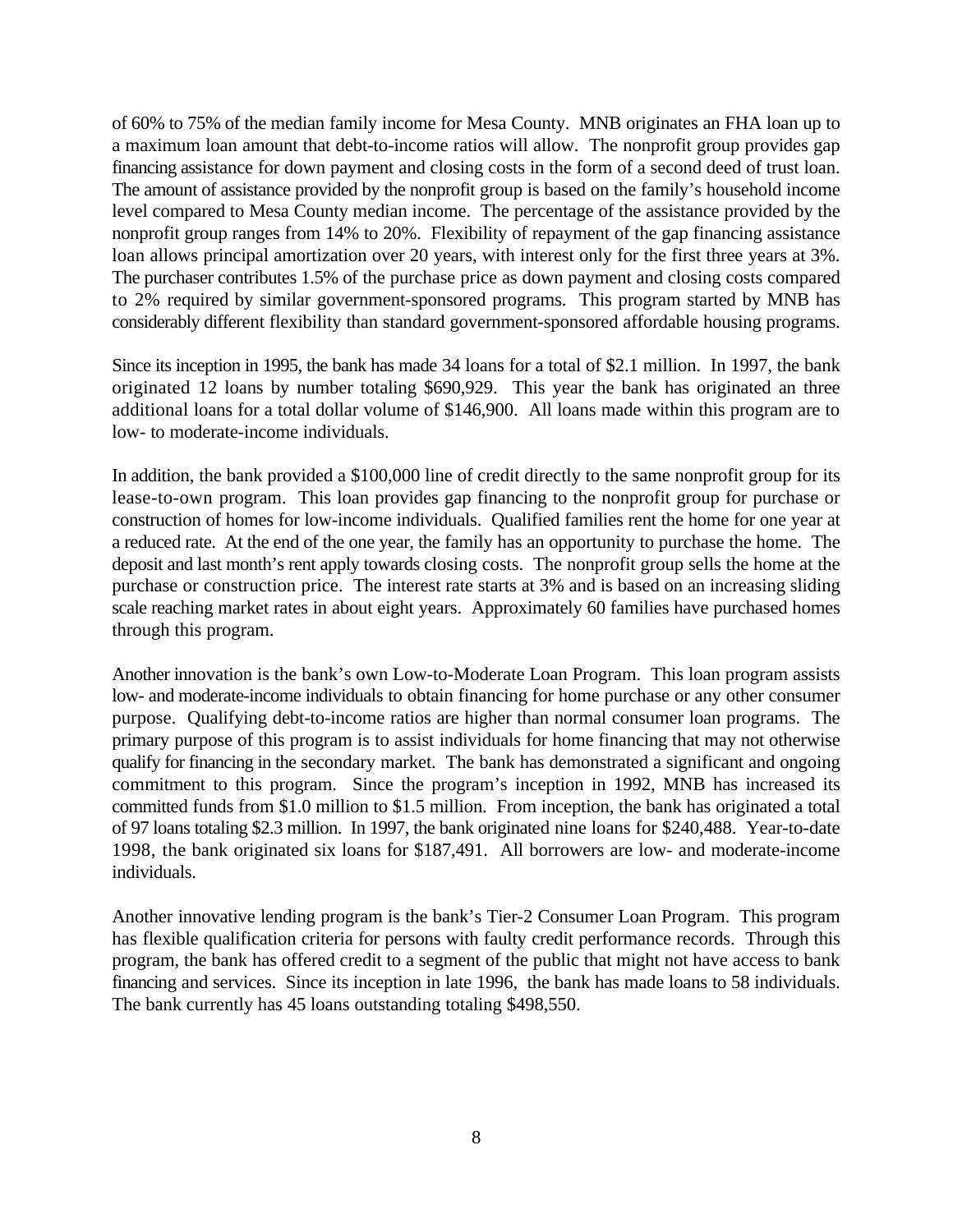of 60% to 75% of the median family income for Mesa County. MNB originates an FHA loan up to a maximum loan amount that debt-to-income ratios will allow. The nonprofit group provides gap financing assistance for down payment and closing costs in the form of a second deed of trust loan. The amount of assistance provided by the nonprofit group is based on the family's household income level compared to Mesa County median income. The percentage of the assistance provided by the nonprofit group ranges from 14% to 20%. Flexibility of repayment of the gap financing assistance loan allows principal amortization over 20 years, with interest only for the first three years at 3%. The purchaser contributes 1.5% of the purchase price as down payment and closing costs compared to 2% required by similar government-sponsored programs. This program started by MNB has considerably different flexibility than standard government-sponsored affordable housing programs.

Since its inception in 1995, the bank has made 34 loans for a total of \$2.1 million. In 1997, the bank originated 12 loans by number totaling \$690,929. This year the bank has originated an three additional loans for a total dollar volume of \$146,900. All loans made within this program are to low- to moderate-income individuals.

In addition, the bank provided a \$100,000 line of credit directly to the same nonprofit group for its lease-to-own program. This loan provides gap financing to the nonprofit group for purchase or construction of homes for low-income individuals. Qualified families rent the home for one year at a reduced rate. At the end of the one year, the family has an opportunity to purchase the home. The deposit and last month's rent apply towards closing costs. The nonprofit group sells the home at the purchase or construction price. The interest rate starts at 3% and is based on an increasing sliding scale reaching market rates in about eight years. Approximately 60 families have purchased homes through this program.

Another innovation is the bank's own Low-to-Moderate Loan Program. This loan program assists low- and moderate-income individuals to obtain financing for home purchase or any other consumer purpose. Qualifying debt-to-income ratios are higher than normal consumer loan programs. The primary purpose of this program is to assist individuals for home financing that may not otherwise qualify for financing in the secondary market. The bank has demonstrated a significant and ongoing commitment to this program. Since the program's inception in 1992, MNB has increased its committed funds from \$1.0 million to \$1.5 million. From inception, the bank has originated a total of 97 loans totaling \$2.3 million. In 1997, the bank originated nine loans for \$240,488. Year-to-date 1998, the bank originated six loans for \$187,491. All borrowers are low- and moderate-income individuals.

Another innovative lending program is the bank's Tier-2 Consumer Loan Program. This program has flexible qualification criteria for persons with faulty credit performance records. Through this program, the bank has offered credit to a segment of the public that might not have access to bank financing and services. Since its inception in late 1996, the bank has made loans to 58 individuals. The bank currently has 45 loans outstanding totaling \$498,550.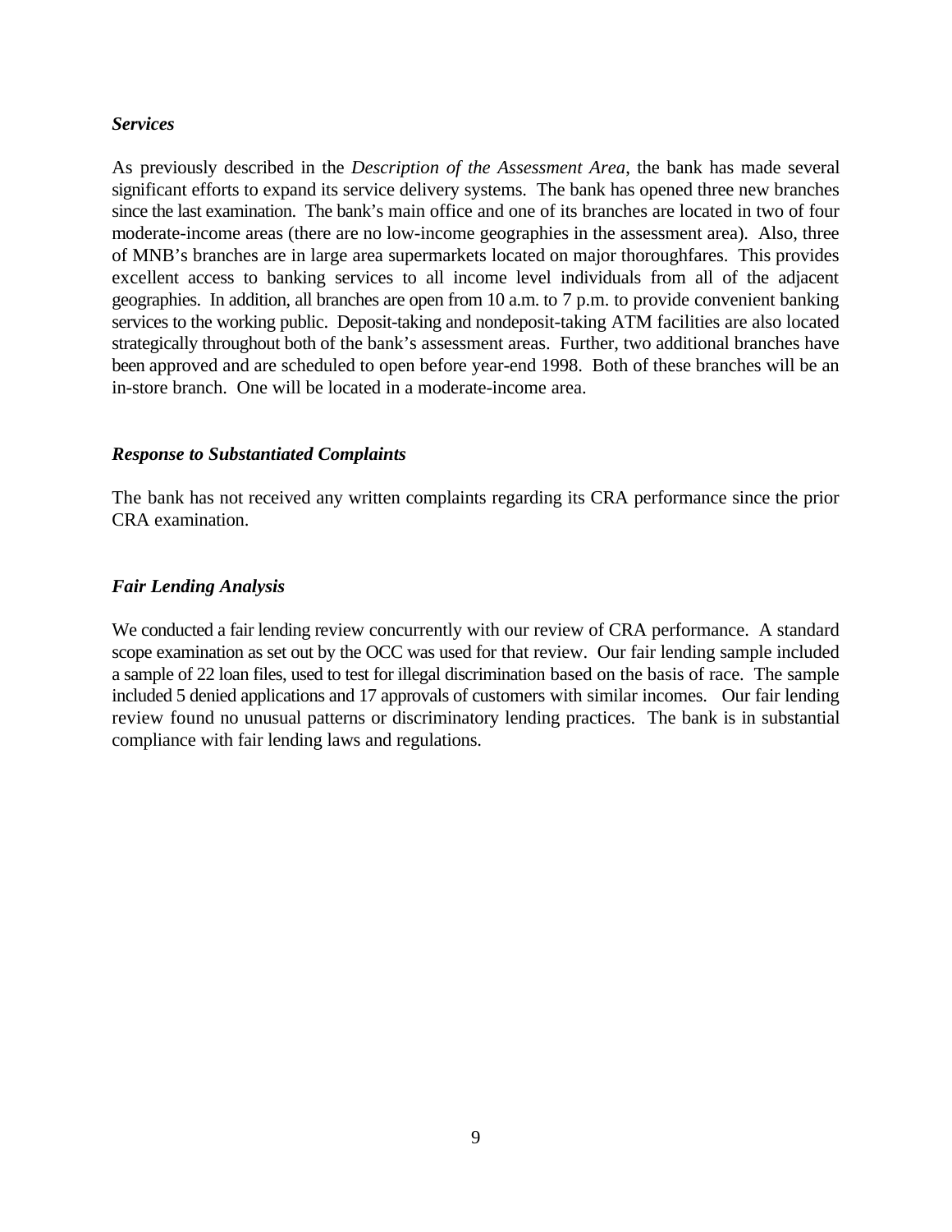### *Services*

As previously described in the *Description of the Assessment Area*, the bank has made several significant efforts to expand its service delivery systems. The bank has opened three new branches since the last examination. The bank's main office and one of its branches are located in two of four moderate-income areas (there are no low-income geographies in the assessment area). Also, three of MNB's branches are in large area supermarkets located on major thoroughfares. This provides excellent access to banking services to all income level individuals from all of the adjacent geographies. In addition, all branches are open from 10 a.m. to 7 p.m. to provide convenient banking services to the working public. Deposit-taking and nondeposit-taking ATM facilities are also located strategically throughout both of the bank's assessment areas. Further, two additional branches have been approved and are scheduled to open before year-end 1998. Both of these branches will be an in-store branch. One will be located in a moderate-income area.

### *Response to Substantiated Complaints*

The bank has not received any written complaints regarding its CRA performance since the prior CRA examination.

### *Fair Lending Analysis*

We conducted a fair lending review concurrently with our review of CRA performance. A standard scope examination as set out by the OCC was used for that review. Our fair lending sample included a sample of 22 loan files, used to test for illegal discrimination based on the basis of race. The sample included 5 denied applications and 17 approvals of customers with similar incomes. Our fair lending review found no unusual patterns or discriminatory lending practices. The bank is in substantial compliance with fair lending laws and regulations.